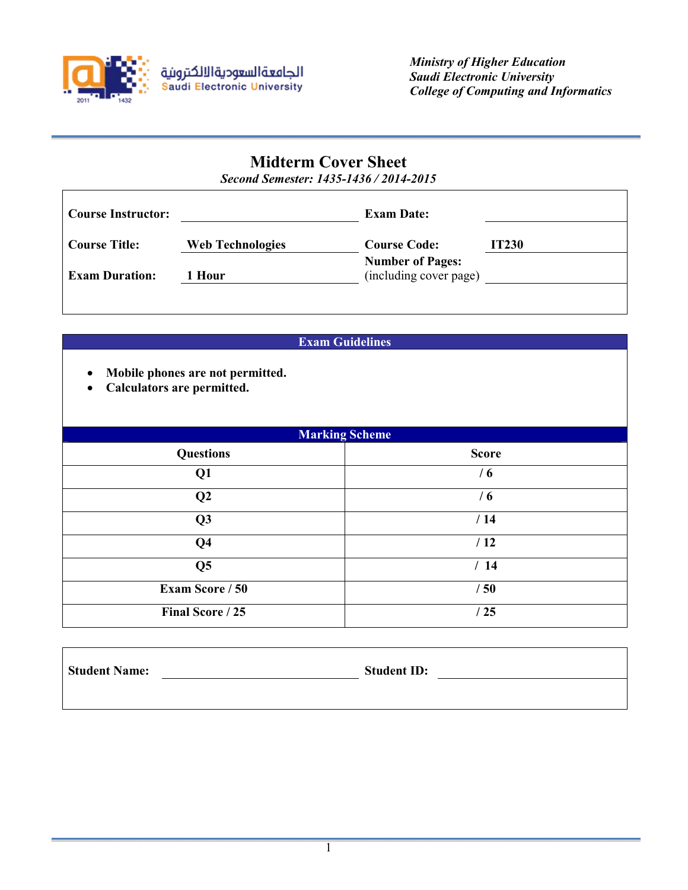الجامعة السعودية الالكترونية
Saudi Electronic University

*Ministry of Higher Education*
*Saudi Electronic University*
*College of Computing and Informatics*

# Midterm Cover Sheet

*Second Semester: 1435-1436 / 2014-2015*

| | | | |
|---|---|---|---|
| **Course Instructor:** | | **Exam Date:** | |
| **Course Title:** | **Web Technologies** | **Course Code:** | **IT230** |
| **Exam Duration:** | **1 Hour** | **Number of Pages:** (including cover page) | |

## Exam Guidelines

- **Mobile phones are not permitted.**
- **Calculators are permitted.**

## Marking Scheme

| Questions | Score |
|---|---|
| Q1 | / 6 |
| Q2 | / 6 |
| Q3 | / 14 |
| Q4 | / 12 |
| Q5 | / 14 |
| Exam Score / 50 | / 50 |
| Final Score / 25 | / 25 |

| | | | |
|---|---|---|---|
| **Student Name:** | | **Student ID:** | |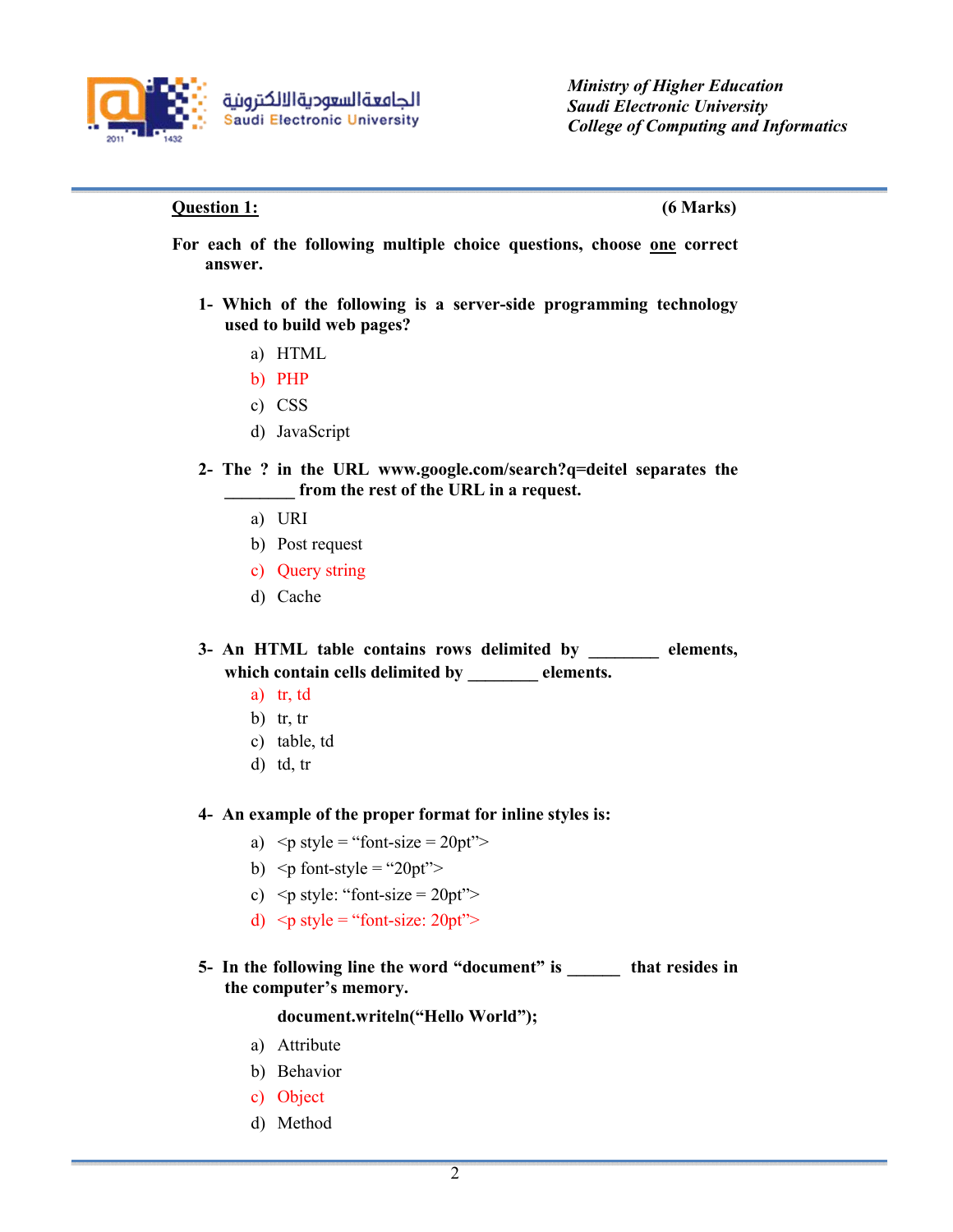Ministry of Higher Education
Saudi Electronic University
College of Computing and Informatics

**Question 1:** **(6 Marks)**

**For each of the following multiple choice questions, choose one correct answer.**

**1- Which of the following is a server-side programming technology used to build web pages?**

a) HTML
b) PHP
c) CSS
d) JavaScript

**2- The ? in the URL www.google.com/search?q=deitel separates the ________ from the rest of the URL in a request.**

a) URI
b) Post request
c) Query string
d) Cache

**3- An HTML table contains rows delimited by ________ elements, which contain cells delimited by ________ elements.**

a) tr, td
b) tr, tr
c) table, td
d) td, tr

**4- An example of the proper format for inline styles is:**

a) <p style = “font-size = 20pt”>
b) <p font-style = “20pt”>
c) <p style: “font-size = 20pt”>
d) <p style = “font-size: 20pt”>

**5- In the following line the word “document” is ______ that resides in the computer’s memory.**

**document.writeln(“Hello World”);**

a) Attribute
b) Behavior
c) Object
d) Method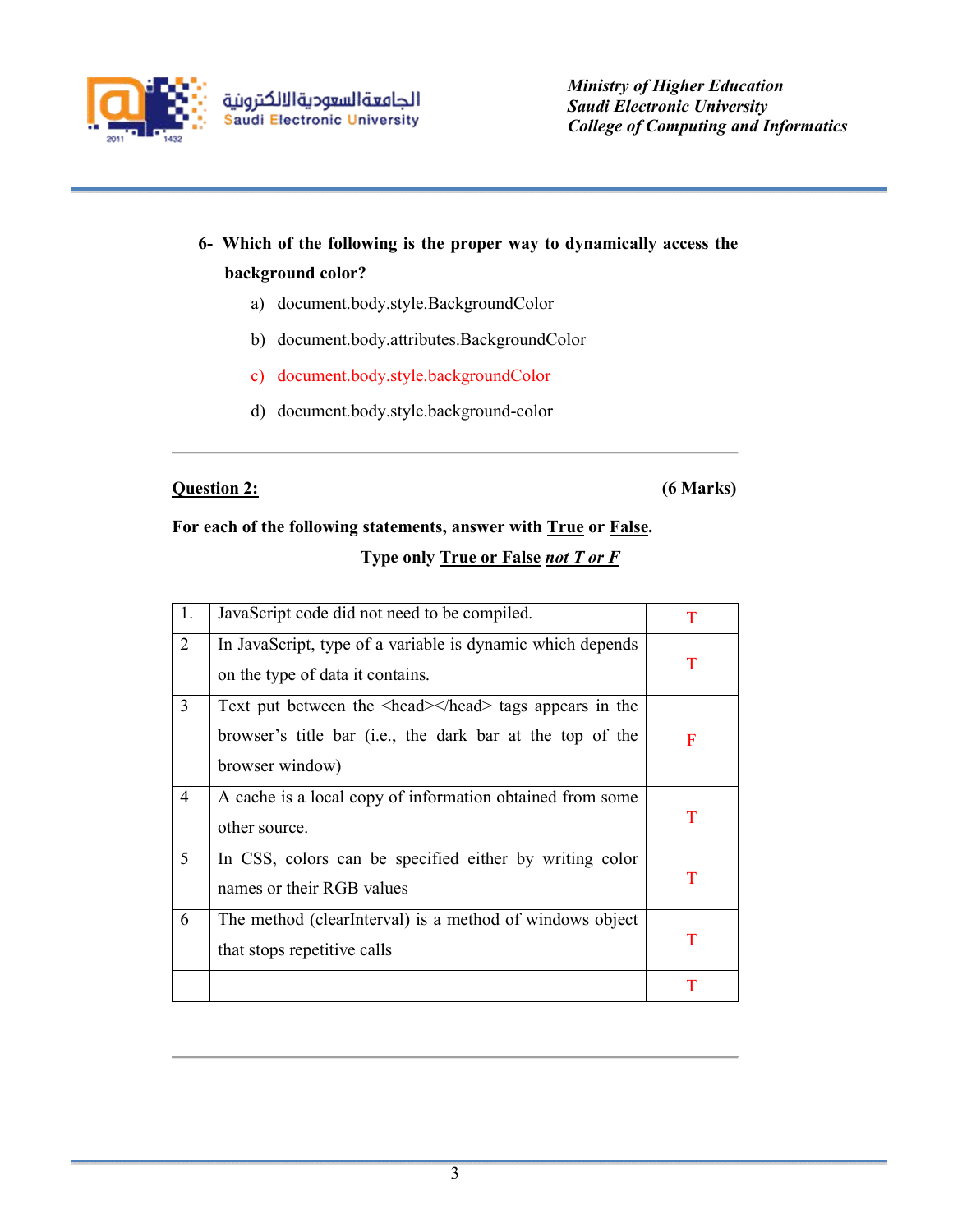6- **Which of the following is the proper way to dynamically access the background color?**

a) document.body.style.BackgroundColor

b) document.body.attributes.BackgroundColor

c) document.body.style.backgroundColor

d) document.body.style.background-color

---

**Question 2:** **(6 Marks)**

**For each of the following statements, answer with True or False.**

**Type only True or False *not T or F***

| | | |
|---|---|---|
| 1. | JavaScript code did not need to be compiled. | T |
| 2 | In JavaScript, type of a variable is dynamic which depends on the type of data it contains. | T |
| 3 | Text put between the <head></head> tags appears in the browser's title bar (i.e., the dark bar at the top of the browser window) | F |
| 4 | A cache is a local copy of information obtained from some other source. | T |
| 5 | In CSS, colors can be specified either by writing color names or their RGB values | T |
| 6 | The method (clearInterval) is a method of windows object that stops repetitive calls | T |
| | | T |

---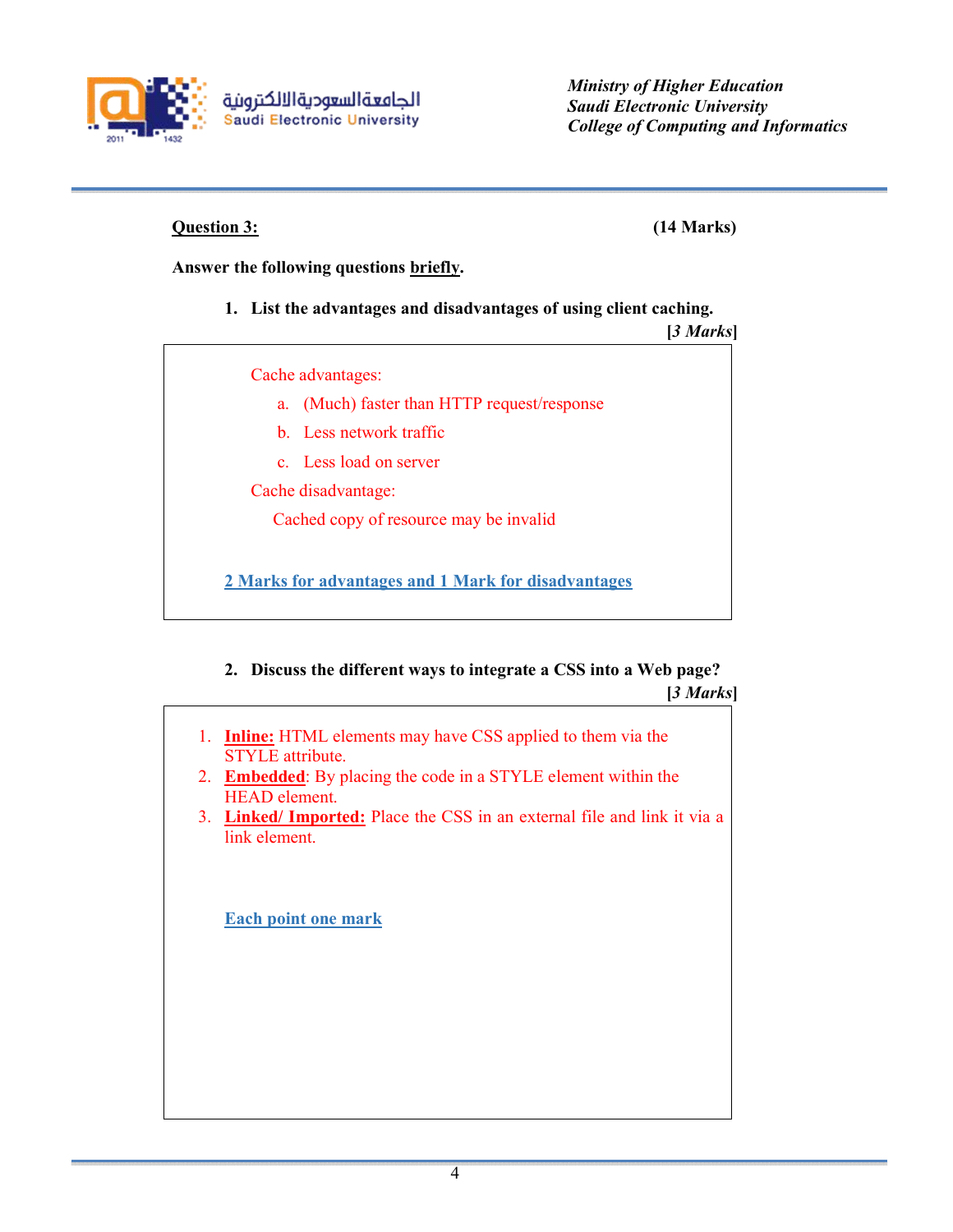**Question 3:** **(14 Marks)**

**Answer the following questions briefly.**

1. **List the advantages and disadvantages of using client caching.** **[*3 Marks*]**

Cache advantages:

a. (Much) faster than HTTP request/response
b. Less network traffic
c. Less load on server

Cache disadvantage:

Cached copy of resource may be invalid

**2 Marks for advantages and 1 Mark for disadvantages**

2. **Discuss the different ways to integrate a CSS into a Web page?** **[*3 Marks*]**

1. **Inline:** HTML elements may have CSS applied to them via the STYLE attribute.
2. **Embedded**: By placing the code in a STYLE element within the HEAD element.
3. **Linked/ Imported:** Place the CSS in an external file and link it via a link element.

**Each point one mark**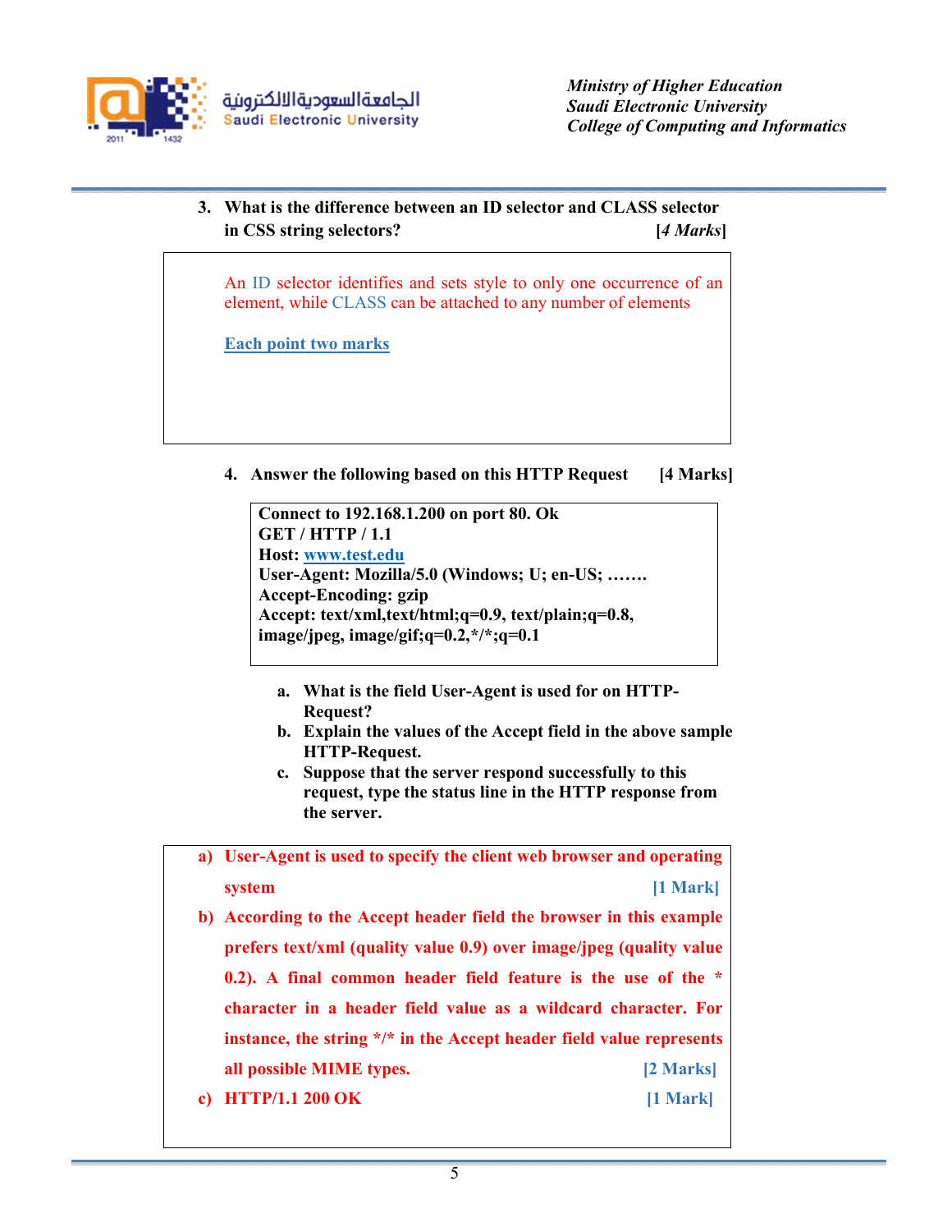3. **What is the difference between an ID selector and CLASS selector in CSS string selectors?** **[*4 Marks*]**

> An ID selector identifies and sets style to only one occurrence of an element, while CLASS can be attached to any number of elements
>
> **Each point two marks**

4. **Answer the following based on this HTTP Request** **[4 Marks]**

> **Connect to 192.168.1.200 on port 80. Ok**
> **GET / HTTP / 1.1**
> **Host: www.test.edu**
> **User-Agent: Mozilla/5.0 (Windows; U; en-US; …….**
> **Accept-Encoding: gzip**
> **Accept: text/xml,text/html;q=0.9, text/plain;q=0.8, image/jpeg, image/gif;q=0.2,*/*;q=0.1**

   a. **What is the field User-Agent is used for on HTTP-Request?**
   b. **Explain the values of the Accept field in the above sample HTTP-Request.**
   c. **Suppose that the server respond successfully to this request, type the status line in the HTTP response from the server.**

> **a) User-Agent is used to specify the client web browser and operating system** **[1 Mark]**
>
> **b) According to the Accept header field the browser in this example prefers text/xml (quality value 0.9) over image/jpeg (quality value 0.2). A final common header field feature is the use of the * character in a header field value as a wildcard character. For instance, the string */* in the Accept header field value represents all possible MIME types.** **[2 Marks]**
>
> **c) HTTP/1.1 200 OK** **[1 Mark]**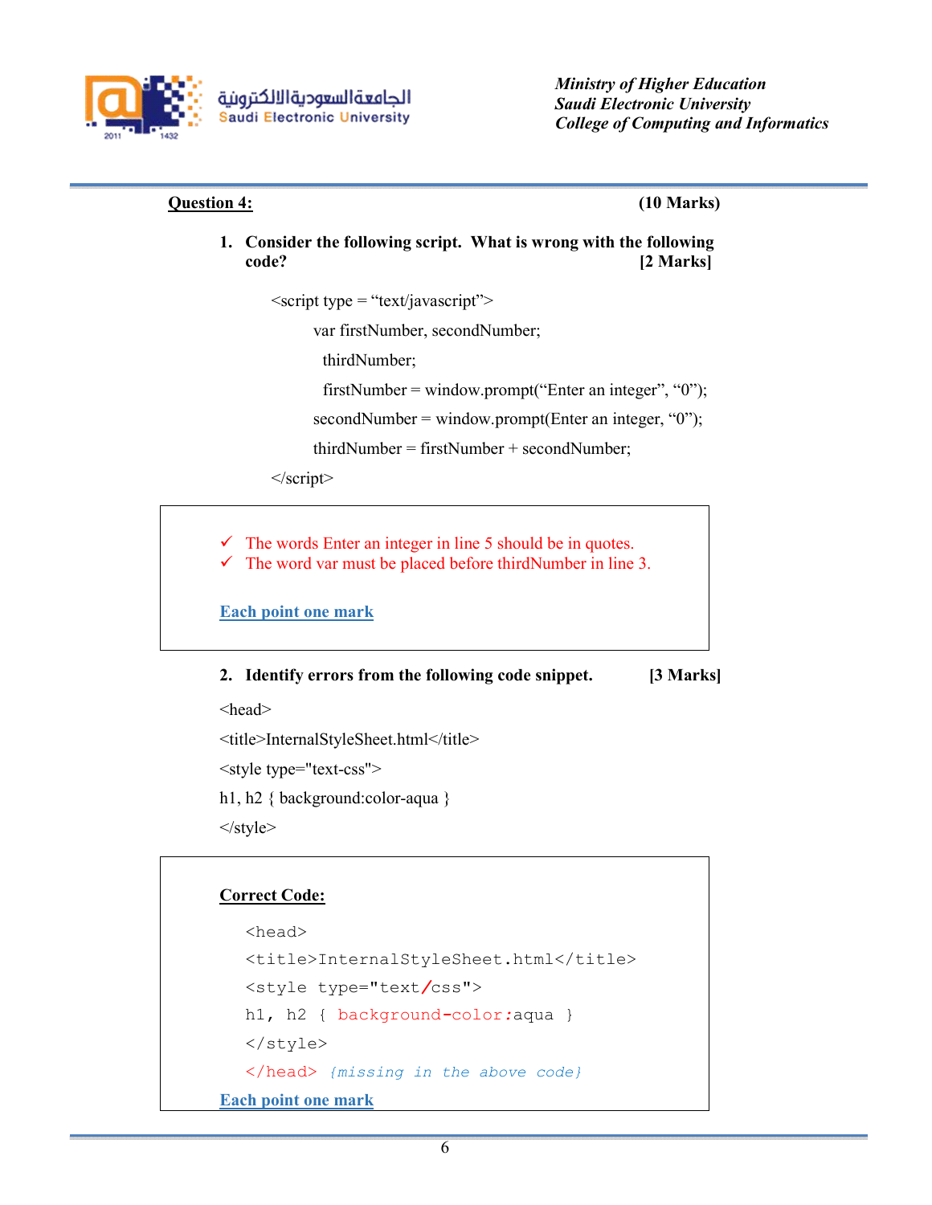**Question 4:** **(10 Marks)**

1. **Consider the following script. What is wrong with the following code? [2 Marks]**

```
<script type = "text/javascript">
    var firstNumber, secondNumber;
     thirdNumber;
     firstNumber = window.prompt("Enter an integer", "0");
    secondNumber = window.prompt(Enter an integer, "0");
    thirdNumber = firstNumber + secondNumber;
</script>
```

> ✓ The words Enter an integer in line 5 should be in quotes.
> ✓ The word var must be placed before thirdNumber in line 3.
>
> **Each point one mark**

2. **Identify errors from the following code snippet. [3 Marks]**

```
<head>
<title>InternalStyleSheet.html</title>
<style type="text-css">
h1, h2 { background:color-aqua }
</style>
```

> **Correct Code:**
>
> ```
> <head>
> <title>InternalStyleSheet.html</title>
> <style type="text/css">
> h1, h2 { background-color:aqua }
> </style>
> </head> {missing in the above code}
> ```
>
> **Each point one mark**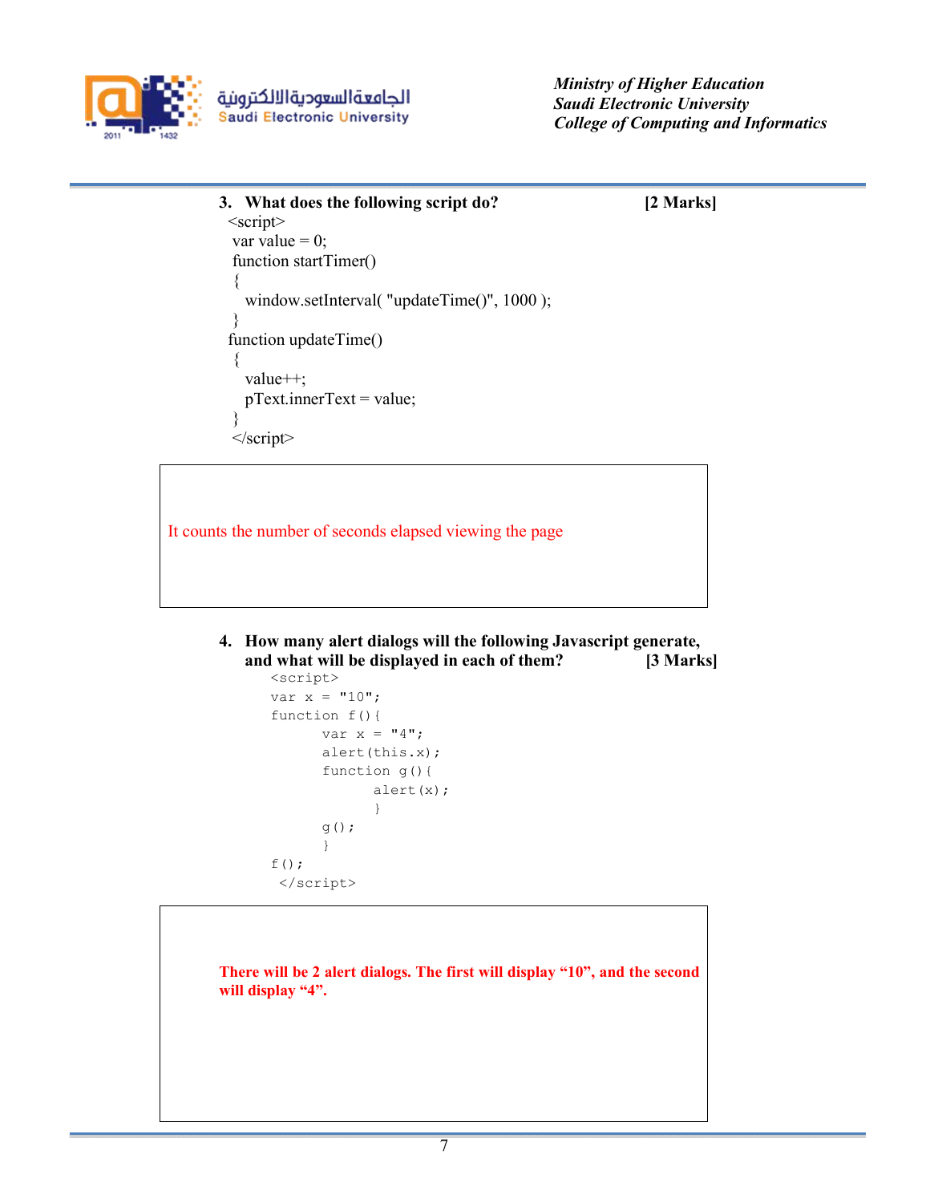3. **What does the following script do?** **[2 Marks]**

```
<script>
 var value = 0;
 function startTimer()
 {
   window.setInterval( "updateTime()", 1000 );
 }
function updateTime()
 {
   value++;
   pText.innerText = value;
 }
 </script>
```

It counts the number of seconds elapsed viewing the page

4. **How many alert dialogs will the following Javascript generate, and what will be displayed in each of them?** **[3 Marks]**

```
<script>
var x = "10";
function f(){
        var x = "4";
        alert(this.x);
        function g(){
                alert(x);
                }
        g();
        }
f();
 </script>
```

**There will be 2 alert dialogs. The first will display “10”, and the second will display “4”.**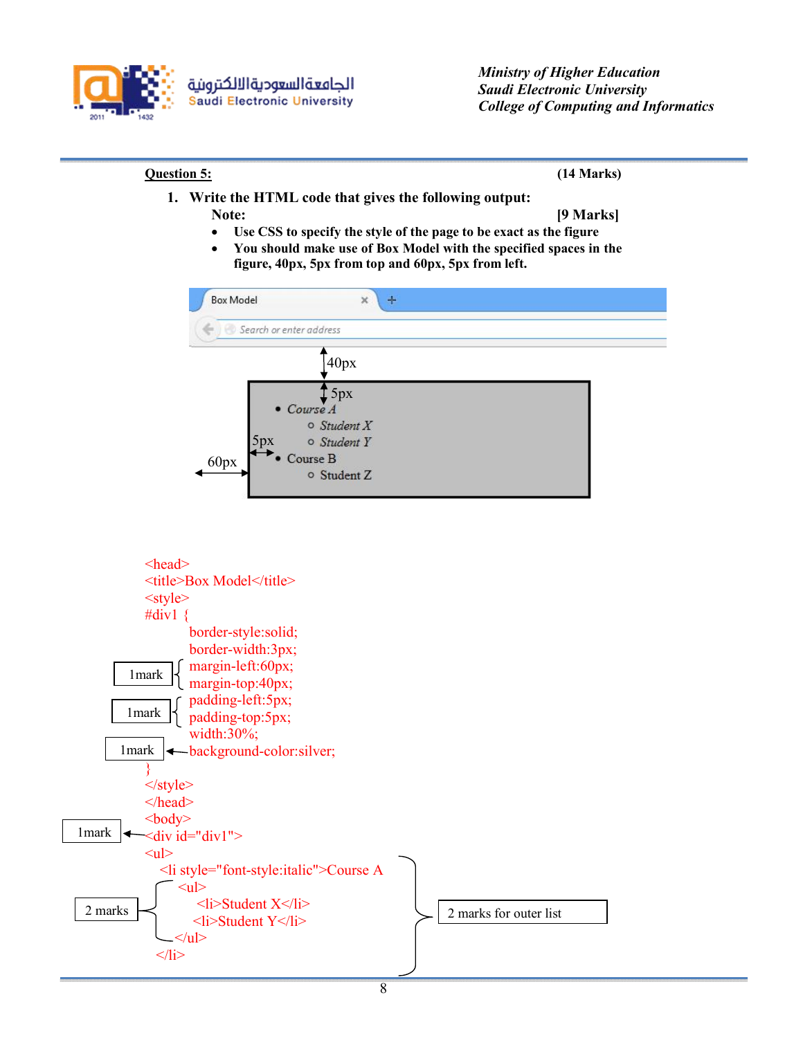**Question 5:** **(14 Marks)**

1. **Write the HTML code that gives the following output:**

   **Note:** **[9 Marks]**

   - **Use CSS to specify the style of the page to be exact as the figure**
   - **You should make use of Box Model with the specified spaces in the figure, 40px, 5px from top and 60px, 5px from left.**

Box Model

Search or enter address

40px

5px

- *Course A*
  - *Student X*
  - *Student Y*
- Course B
  - Student Z

5px

60px

```
<head>
<title>Box Model</title>
<style>
#div1 {
        border-style:solid;
        border-width:3px;
        margin-left:60px;          } 1mark
        margin-top:40px;           }
        padding-left:5px;          } 1mark
        padding-top:5px;           }
        width:30%;
        background-color:silver;   <- 1mark
}
</style>
</head>
<body>
<div id="div1">                    <- 1mark
<ul>
  <li style="font-style:italic">Course A
    <ul>                           } 2 marks
      <li>Student X</li>
      <li>Student Y</li>
    </ul>
  </li>                            } 2 marks for outer list
```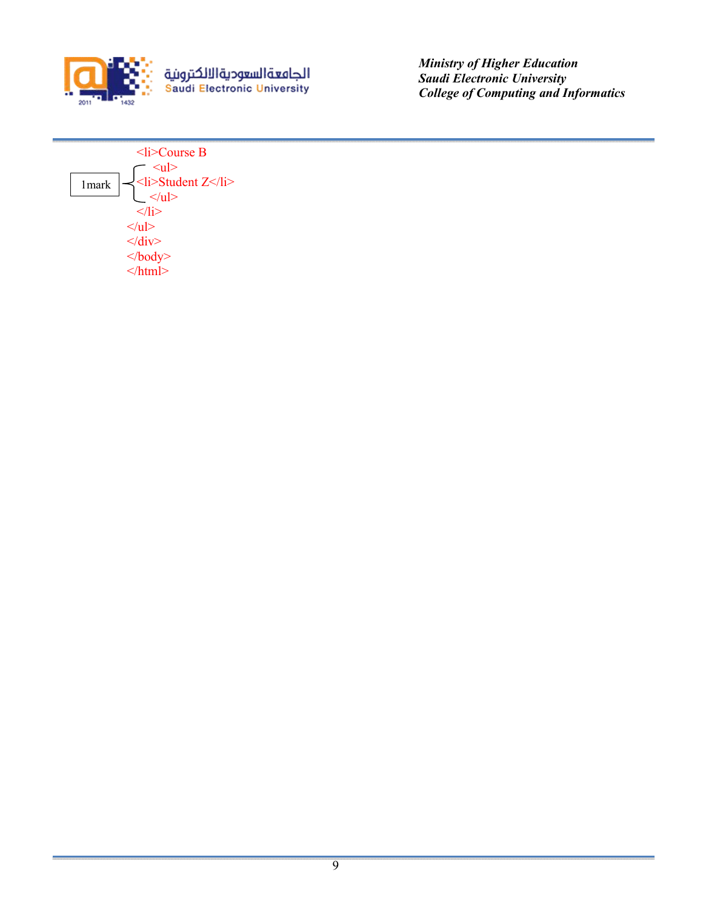```
<li>Course B
  <ul>
<li>Student Z</li>
  </ul>
</li>
</ul>
</div>
</body>
</html>
```

1mark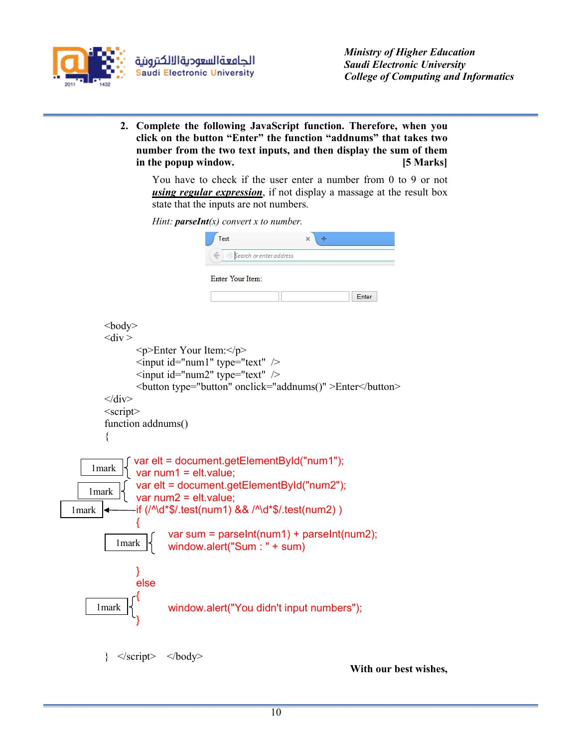2. **Complete the following JavaScript function. Therefore, when you click on the button "Enter" the function "addnums" that takes two number from the two text inputs, and then display the sum of them in the popup window. [5 Marks]**

   You have to check if the user enter a number from 0 to 9 or not ***using regular expression***, if not display a massage at the result box state that the inputs are not numbers.

   *Hint:* ***parseInt****(x) convert x to number.*

Test

Search or enter address

Enter Your Item:

Enter

```
<body>
<div >
        <p>Enter Your Item:</p>
        <input id="num1" type="text"  />
        <input id="num2" type="text"  />
        <button type="button" onclick="addnums()" >Enter</button>
</div>
<script>
function addnums()
{
        var elt = document.getElementById("num1");     // 1mark
        var num1 = elt.value;
        var elt = document.getElementById("num2");     // 1mark
        var num2 = elt.value;
        if (/^\d*$/.test(num1) && /^\d*$/.test(num2) )  // 1mark
        {
                var sum = parseInt(num1) + parseInt(num2);   // 1mark
                window.alert("Sum : " + sum)
        }
        else
        {
                window.alert("You didn't input numbers");   // 1mark
        }
}  </script>   </body>
```

**With our best wishes,**